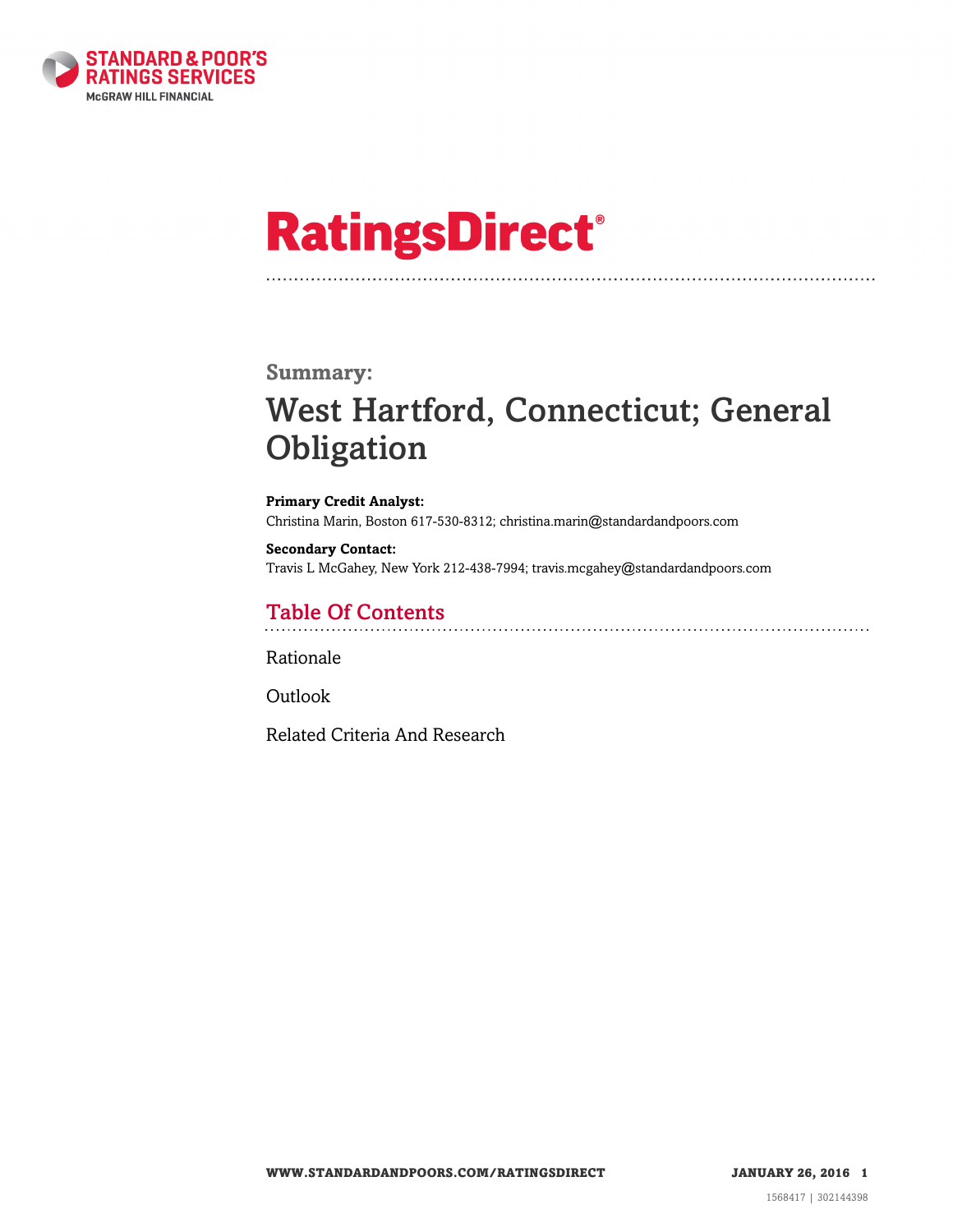STANDARD & POOR'S RATINGS SERVICES
McGRAW HILL FINANCIAL

# RatingsDirect®

## Summary:

# West Hartford, Connecticut; General Obligation

**Primary Credit Analyst:**
Christina Marin, Boston 617-530-8312; christina.marin@standardandpoors.com

**Secondary Contact:**
Travis L McGahey, New York 212-438-7994; travis.mcgahey@standardandpoors.com

## Table Of Contents

Rationale

Outlook

Related Criteria And Research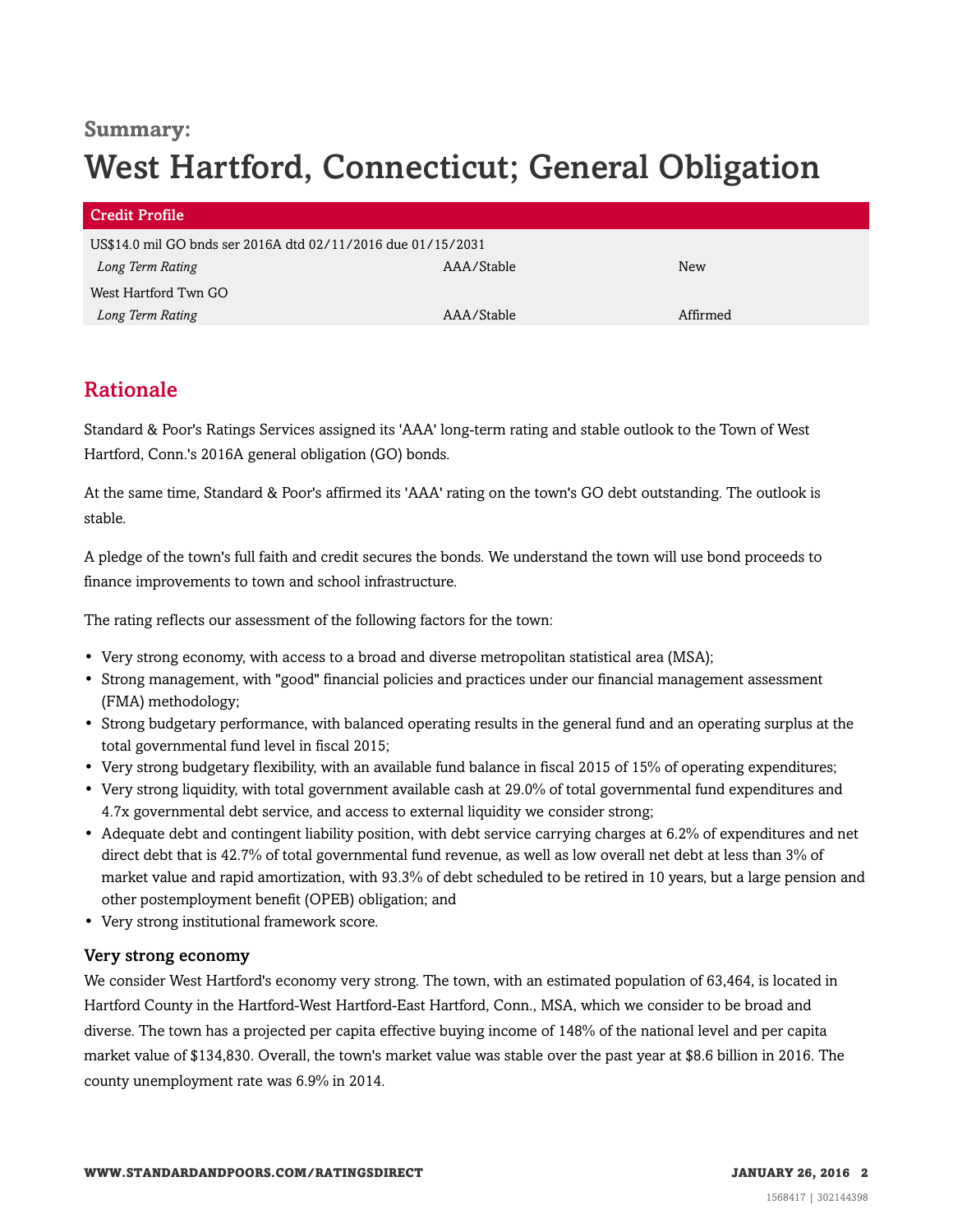**Summary:**

# West Hartford, Connecticut; General Obligation

| Credit Profile | | |
|---|---|---|
| US$14.0 mil GO bnds ser 2016A dtd 02/11/2016 due 01/15/2031 | | |
| *Long Term Rating* | AAA/Stable | New |
| West Hartford Twn GO | | |
| *Long Term Rating* | AAA/Stable | Affirmed |

## Rationale

Standard & Poor's Ratings Services assigned its 'AAA' long-term rating and stable outlook to the Town of West Hartford, Conn.'s 2016A general obligation (GO) bonds.

At the same time, Standard & Poor's affirmed its 'AAA' rating on the town's GO debt outstanding. The outlook is stable.

A pledge of the town's full faith and credit secures the bonds. We understand the town will use bond proceeds to finance improvements to town and school infrastructure.

The rating reflects our assessment of the following factors for the town:

- Very strong economy, with access to a broad and diverse metropolitan statistical area (MSA);
- Strong management, with "good" financial policies and practices under our financial management assessment (FMA) methodology;
- Strong budgetary performance, with balanced operating results in the general fund and an operating surplus at the total governmental fund level in fiscal 2015;
- Very strong budgetary flexibility, with an available fund balance in fiscal 2015 of 15% of operating expenditures;
- Very strong liquidity, with total government available cash at 29.0% of total governmental fund expenditures and 4.7x governmental debt service, and access to external liquidity we consider strong;
- Adequate debt and contingent liability position, with debt service carrying charges at 6.2% of expenditures and net direct debt that is 42.7% of total governmental fund revenue, as well as low overall net debt at less than 3% of market value and rapid amortization, with 93.3% of debt scheduled to be retired in 10 years, but a large pension and other postemployment benefit (OPEB) obligation; and
- Very strong institutional framework score.

### Very strong economy

We consider West Hartford's economy very strong. The town, with an estimated population of 63,464, is located in Hartford County in the Hartford-West Hartford-East Hartford, Conn., MSA, which we consider to be broad and diverse. The town has a projected per capita effective buying income of 148% of the national level and per capita market value of $134,830. Overall, the town's market value was stable over the past year at $8.6 billion in 2016. The county unemployment rate was 6.9% in 2014.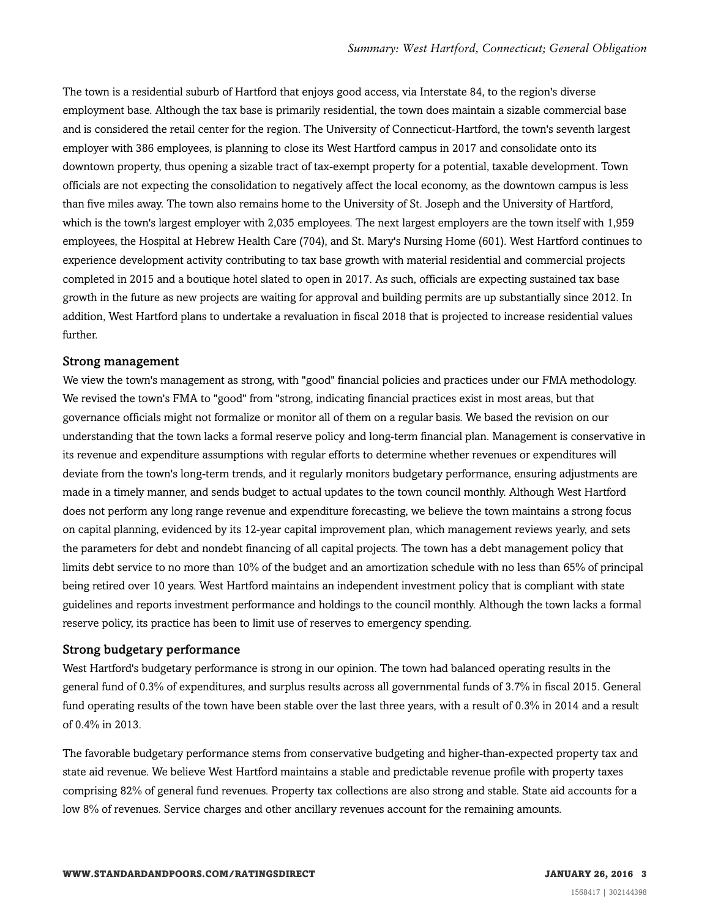The town is a residential suburb of Hartford that enjoys good access, via Interstate 84, to the region's diverse employment base. Although the tax base is primarily residential, the town does maintain a sizable commercial base and is considered the retail center for the region. The University of Connecticut-Hartford, the town's seventh largest employer with 386 employees, is planning to close its West Hartford campus in 2017 and consolidate onto its downtown property, thus opening a sizable tract of tax-exempt property for a potential, taxable development. Town officials are not expecting the consolidation to negatively affect the local economy, as the downtown campus is less than five miles away. The town also remains home to the University of St. Joseph and the University of Hartford, which is the town's largest employer with 2,035 employees. The next largest employers are the town itself with 1,959 employees, the Hospital at Hebrew Health Care (704), and St. Mary's Nursing Home (601). West Hartford continues to experience development activity contributing to tax base growth with material residential and commercial projects completed in 2015 and a boutique hotel slated to open in 2017. As such, officials are expecting sustained tax base growth in the future as new projects are waiting for approval and building permits are up substantially since 2012. In addition, West Hartford plans to undertake a revaluation in fiscal 2018 that is projected to increase residential values further.

### Strong management

We view the town's management as strong, with "good" financial policies and practices under our FMA methodology. We revised the town's FMA to "good" from "strong, indicating financial practices exist in most areas, but that governance officials might not formalize or monitor all of them on a regular basis. We based the revision on our understanding that the town lacks a formal reserve policy and long-term financial plan. Management is conservative in its revenue and expenditure assumptions with regular efforts to determine whether revenues or expenditures will deviate from the town's long-term trends, and it regularly monitors budgetary performance, ensuring adjustments are made in a timely manner, and sends budget to actual updates to the town council monthly. Although West Hartford does not perform any long range revenue and expenditure forecasting, we believe the town maintains a strong focus on capital planning, evidenced by its 12-year capital improvement plan, which management reviews yearly, and sets the parameters for debt and nondebt financing of all capital projects. The town has a debt management policy that limits debt service to no more than 10% of the budget and an amortization schedule with no less than 65% of principal being retired over 10 years. West Hartford maintains an independent investment policy that is compliant with state guidelines and reports investment performance and holdings to the council monthly. Although the town lacks a formal reserve policy, its practice has been to limit use of reserves to emergency spending.

### Strong budgetary performance

West Hartford's budgetary performance is strong in our opinion. The town had balanced operating results in the general fund of 0.3% of expenditures, and surplus results across all governmental funds of 3.7% in fiscal 2015. General fund operating results of the town have been stable over the last three years, with a result of 0.3% in 2014 and a result of 0.4% in 2013.

The favorable budgetary performance stems from conservative budgeting and higher-than-expected property tax and state aid revenue. We believe West Hartford maintains a stable and predictable revenue profile with property taxes comprising 82% of general fund revenues. Property tax collections are also strong and stable. State aid accounts for a low 8% of revenues. Service charges and other ancillary revenues account for the remaining amounts.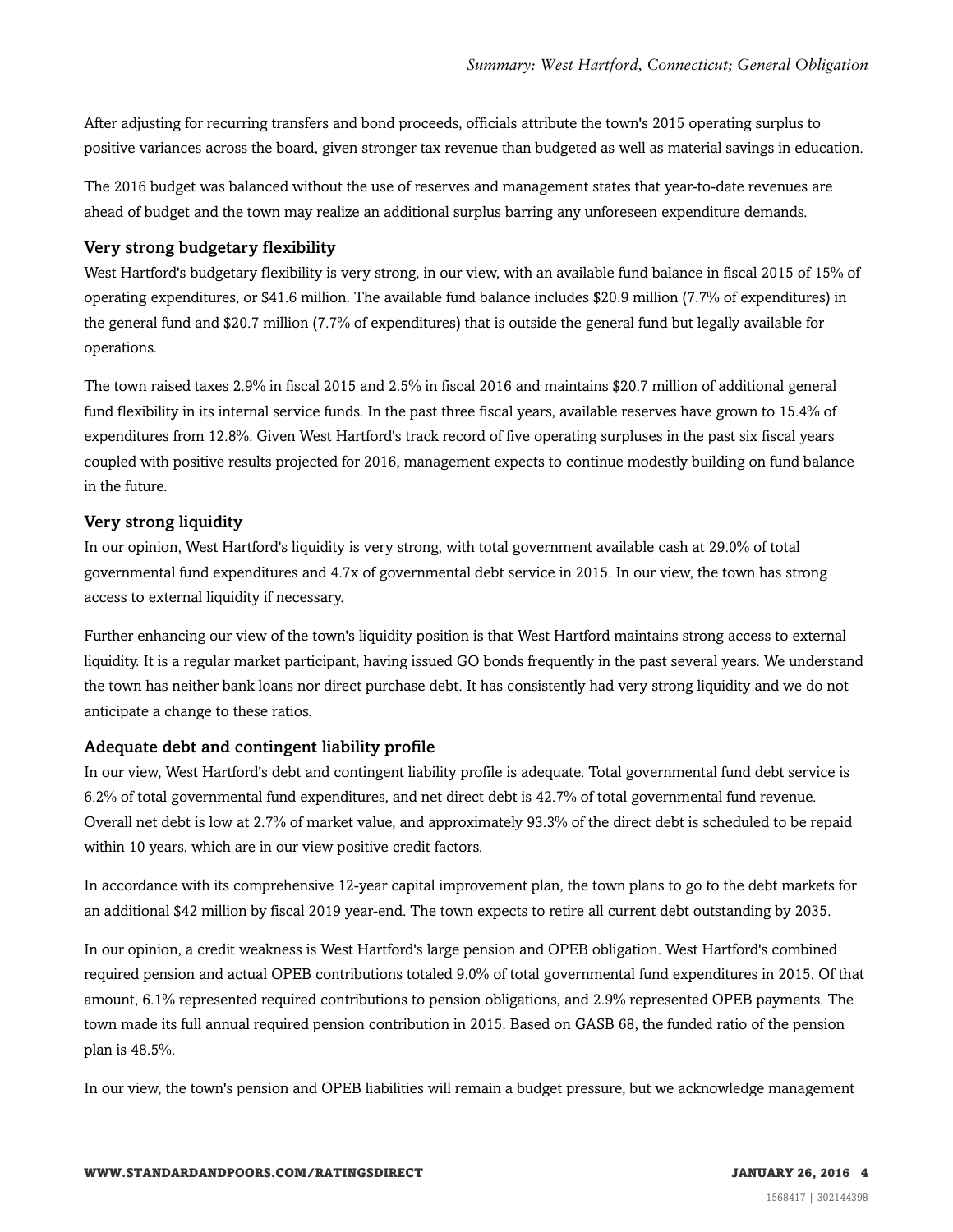After adjusting for recurring transfers and bond proceeds, officials attribute the town's 2015 operating surplus to positive variances across the board, given stronger tax revenue than budgeted as well as material savings in education.

The 2016 budget was balanced without the use of reserves and management states that year-to-date revenues are ahead of budget and the town may realize an additional surplus barring any unforeseen expenditure demands.

### Very strong budgetary flexibility

West Hartford's budgetary flexibility is very strong, in our view, with an available fund balance in fiscal 2015 of 15% of operating expenditures, or $41.6 million. The available fund balance includes $20.9 million (7.7% of expenditures) in the general fund and $20.7 million (7.7% of expenditures) that is outside the general fund but legally available for operations.

The town raised taxes 2.9% in fiscal 2015 and 2.5% in fiscal 2016 and maintains $20.7 million of additional general fund flexibility in its internal service funds. In the past three fiscal years, available reserves have grown to 15.4% of expenditures from 12.8%. Given West Hartford's track record of five operating surpluses in the past six fiscal years coupled with positive results projected for 2016, management expects to continue modestly building on fund balance in the future.

### Very strong liquidity

In our opinion, West Hartford's liquidity is very strong, with total government available cash at 29.0% of total governmental fund expenditures and 4.7x of governmental debt service in 2015. In our view, the town has strong access to external liquidity if necessary.

Further enhancing our view of the town's liquidity position is that West Hartford maintains strong access to external liquidity. It is a regular market participant, having issued GO bonds frequently in the past several years. We understand the town has neither bank loans nor direct purchase debt. It has consistently had very strong liquidity and we do not anticipate a change to these ratios.

### Adequate debt and contingent liability profile

In our view, West Hartford's debt and contingent liability profile is adequate. Total governmental fund debt service is 6.2% of total governmental fund expenditures, and net direct debt is 42.7% of total governmental fund revenue. Overall net debt is low at 2.7% of market value, and approximately 93.3% of the direct debt is scheduled to be repaid within 10 years, which are in our view positive credit factors.

In accordance with its comprehensive 12-year capital improvement plan, the town plans to go to the debt markets for an additional $42 million by fiscal 2019 year-end. The town expects to retire all current debt outstanding by 2035.

In our opinion, a credit weakness is West Hartford's large pension and OPEB obligation. West Hartford's combined required pension and actual OPEB contributions totaled 9.0% of total governmental fund expenditures in 2015. Of that amount, 6.1% represented required contributions to pension obligations, and 2.9% represented OPEB payments. The town made its full annual required pension contribution in 2015. Based on GASB 68, the funded ratio of the pension plan is 48.5%.

In our view, the town's pension and OPEB liabilities will remain a budget pressure, but we acknowledge management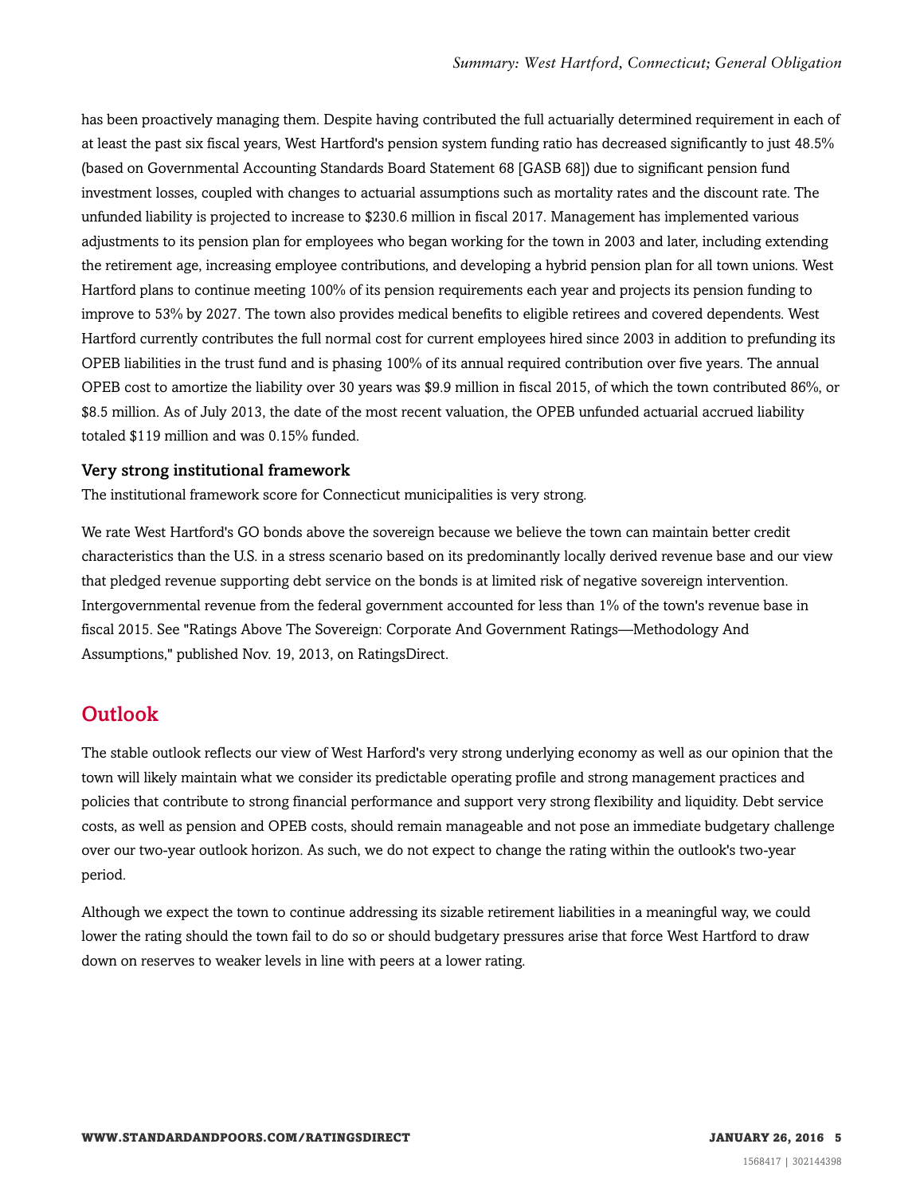has been proactively managing them. Despite having contributed the full actuarially determined requirement in each of at least the past six fiscal years, West Hartford's pension system funding ratio has decreased significantly to just 48.5% (based on Governmental Accounting Standards Board Statement 68 [GASB 68]) due to significant pension fund investment losses, coupled with changes to actuarial assumptions such as mortality rates and the discount rate. The unfunded liability is projected to increase to $230.6 million in fiscal 2017. Management has implemented various adjustments to its pension plan for employees who began working for the town in 2003 and later, including extending the retirement age, increasing employee contributions, and developing a hybrid pension plan for all town unions. West Hartford plans to continue meeting 100% of its pension requirements each year and projects its pension funding to improve to 53% by 2027. The town also provides medical benefits to eligible retirees and covered dependents. West Hartford currently contributes the full normal cost for current employees hired since 2003 in addition to prefunding its OPEB liabilities in the trust fund and is phasing 100% of its annual required contribution over five years. The annual OPEB cost to amortize the liability over 30 years was $9.9 million in fiscal 2015, of which the town contributed 86%, or $8.5 million. As of July 2013, the date of the most recent valuation, the OPEB unfunded actuarial accrued liability totaled $119 million and was 0.15% funded.

### Very strong institutional framework

The institutional framework score for Connecticut municipalities is very strong.

We rate West Hartford's GO bonds above the sovereign because we believe the town can maintain better credit characteristics than the U.S. in a stress scenario based on its predominantly locally derived revenue base and our view that pledged revenue supporting debt service on the bonds is at limited risk of negative sovereign intervention. Intergovernmental revenue from the federal government accounted for less than 1% of the town's revenue base in fiscal 2015. See "Ratings Above The Sovereign: Corporate And Government Ratings—Methodology And Assumptions," published Nov. 19, 2013, on RatingsDirect.

## Outlook

The stable outlook reflects our view of West Harford's very strong underlying economy as well as our opinion that the town will likely maintain what we consider its predictable operating profile and strong management practices and policies that contribute to strong financial performance and support very strong flexibility and liquidity. Debt service costs, as well as pension and OPEB costs, should remain manageable and not pose an immediate budgetary challenge over our two-year outlook horizon. As such, we do not expect to change the rating within the outlook's two-year period.

Although we expect the town to continue addressing its sizable retirement liabilities in a meaningful way, we could lower the rating should the town fail to do so or should budgetary pressures arise that force West Hartford to draw down on reserves to weaker levels in line with peers at a lower rating.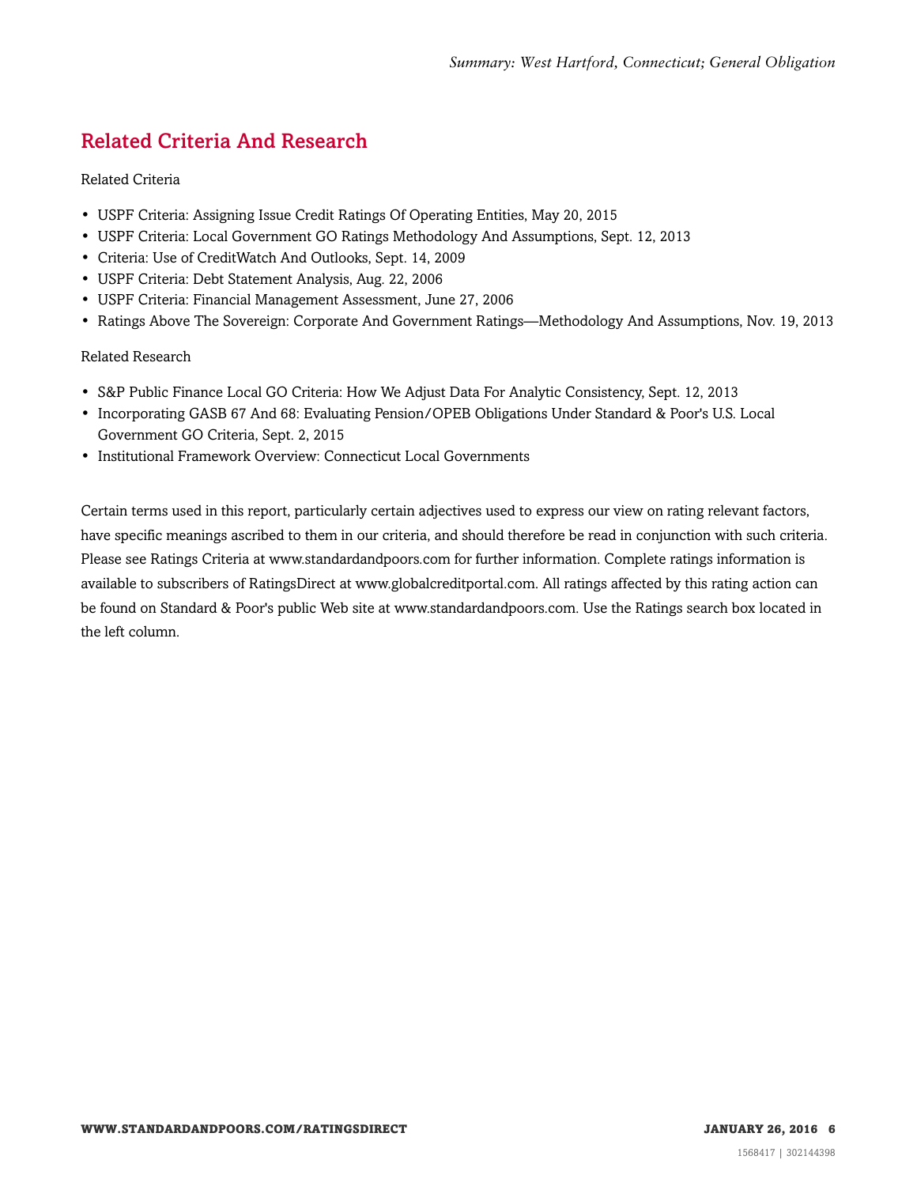## Related Criteria And Research

Related Criteria

- USPF Criteria: Assigning Issue Credit Ratings Of Operating Entities, May 20, 2015
- USPF Criteria: Local Government GO Ratings Methodology And Assumptions, Sept. 12, 2013
- Criteria: Use of CreditWatch And Outlooks, Sept. 14, 2009
- USPF Criteria: Debt Statement Analysis, Aug. 22, 2006
- USPF Criteria: Financial Management Assessment, June 27, 2006
- Ratings Above The Sovereign: Corporate And Government Ratings—Methodology And Assumptions, Nov. 19, 2013

Related Research

- S&P Public Finance Local GO Criteria: How We Adjust Data For Analytic Consistency, Sept. 12, 2013
- Incorporating GASB 67 And 68: Evaluating Pension/OPEB Obligations Under Standard & Poor's U.S. Local Government GO Criteria, Sept. 2, 2015
- Institutional Framework Overview: Connecticut Local Governments

Certain terms used in this report, particularly certain adjectives used to express our view on rating relevant factors, have specific meanings ascribed to them in our criteria, and should therefore be read in conjunction with such criteria. Please see Ratings Criteria at www.standardandpoors.com for further information. Complete ratings information is available to subscribers of RatingsDirect at www.globalcreditportal.com. All ratings affected by this rating action can be found on Standard & Poor's public Web site at www.standardandpoors.com. Use the Ratings search box located in the left column.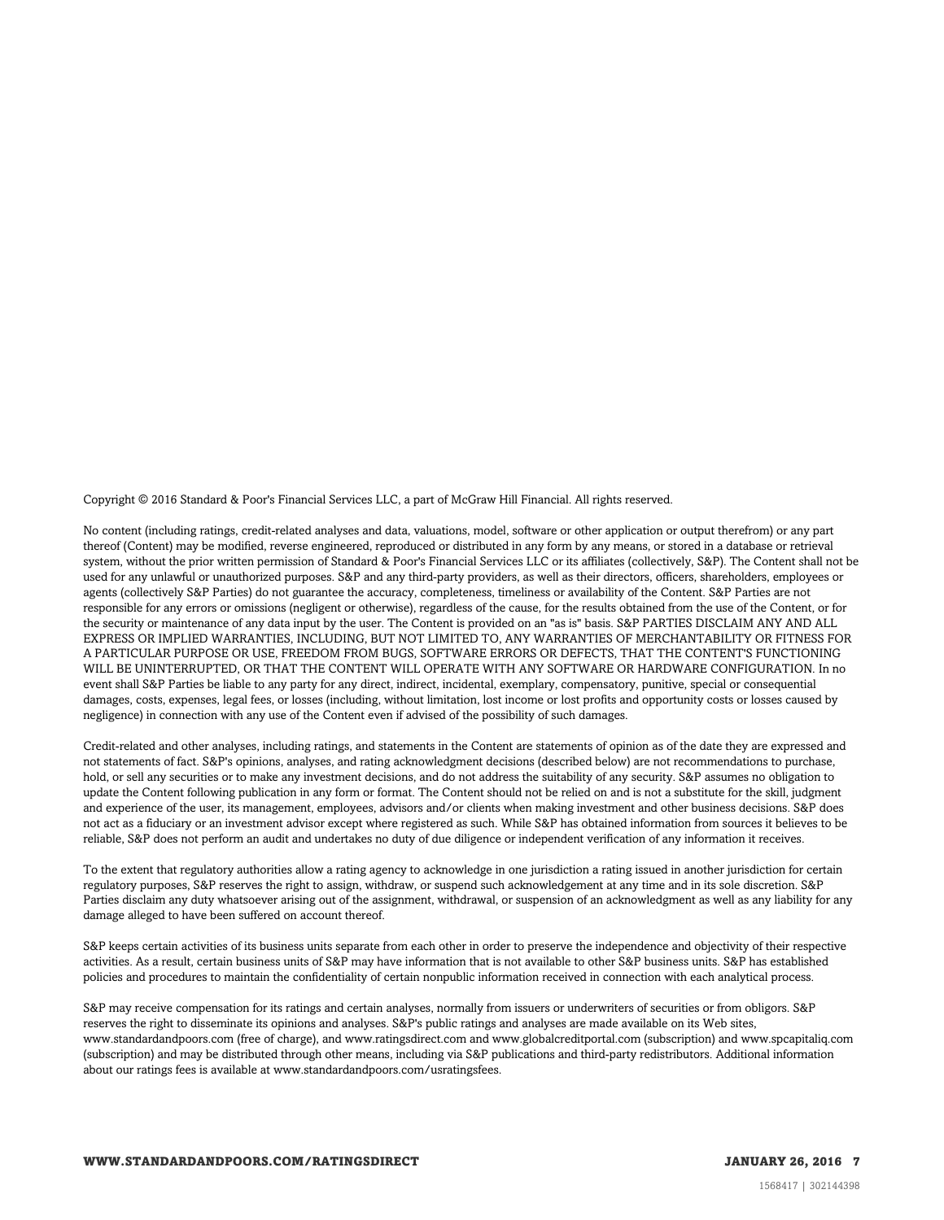Copyright © 2016 Standard & Poor's Financial Services LLC, a part of McGraw Hill Financial. All rights reserved.

No content (including ratings, credit-related analyses and data, valuations, model, software or other application or output therefrom) or any part thereof (Content) may be modified, reverse engineered, reproduced or distributed in any form by any means, or stored in a database or retrieval system, without the prior written permission of Standard & Poor's Financial Services LLC or its affiliates (collectively, S&P). The Content shall not be used for any unlawful or unauthorized purposes. S&P and any third-party providers, as well as their directors, officers, shareholders, employees or agents (collectively S&P Parties) do not guarantee the accuracy, completeness, timeliness or availability of the Content. S&P Parties are not responsible for any errors or omissions (negligent or otherwise), regardless of the cause, for the results obtained from the use of the Content, or for the security or maintenance of any data input by the user. The Content is provided on an "as is" basis. S&P PARTIES DISCLAIM ANY AND ALL EXPRESS OR IMPLIED WARRANTIES, INCLUDING, BUT NOT LIMITED TO, ANY WARRANTIES OF MERCHANTABILITY OR FITNESS FOR A PARTICULAR PURPOSE OR USE, FREEDOM FROM BUGS, SOFTWARE ERRORS OR DEFECTS, THAT THE CONTENT'S FUNCTIONING WILL BE UNINTERRUPTED, OR THAT THE CONTENT WILL OPERATE WITH ANY SOFTWARE OR HARDWARE CONFIGURATION. In no event shall S&P Parties be liable to any party for any direct, indirect, incidental, exemplary, compensatory, punitive, special or consequential damages, costs, expenses, legal fees, or losses (including, without limitation, lost income or lost profits and opportunity costs or losses caused by negligence) in connection with any use of the Content even if advised of the possibility of such damages.

Credit-related and other analyses, including ratings, and statements in the Content are statements of opinion as of the date they are expressed and not statements of fact. S&P's opinions, analyses, and rating acknowledgment decisions (described below) are not recommendations to purchase, hold, or sell any securities or to make any investment decisions, and do not address the suitability of any security. S&P assumes no obligation to update the Content following publication in any form or format. The Content should not be relied on and is not a substitute for the skill, judgment and experience of the user, its management, employees, advisors and/or clients when making investment and other business decisions. S&P does not act as a fiduciary or an investment advisor except where registered as such. While S&P has obtained information from sources it believes to be reliable, S&P does not perform an audit and undertakes no duty of due diligence or independent verification of any information it receives.

To the extent that regulatory authorities allow a rating agency to acknowledge in one jurisdiction a rating issued in another jurisdiction for certain regulatory purposes, S&P reserves the right to assign, withdraw, or suspend such acknowledgement at any time and in its sole discretion. S&P Parties disclaim any duty whatsoever arising out of the assignment, withdrawal, or suspension of an acknowledgment as well as any liability for any damage alleged to have been suffered on account thereof.

S&P keeps certain activities of its business units separate from each other in order to preserve the independence and objectivity of their respective activities. As a result, certain business units of S&P may have information that is not available to other S&P business units. S&P has established policies and procedures to maintain the confidentiality of certain nonpublic information received in connection with each analytical process.

S&P may receive compensation for its ratings and certain analyses, normally from issuers or underwriters of securities or from obligors. S&P reserves the right to disseminate its opinions and analyses. S&P's public ratings and analyses are made available on its Web sites, www.standardandpoors.com (free of charge), and www.ratingsdirect.com and www.globalcreditportal.com (subscription) and www.spcapitaliq.com (subscription) and may be distributed through other means, including via S&P publications and third-party redistributors. Additional information about our ratings fees is available at www.standardandpoors.com/usratingsfees.